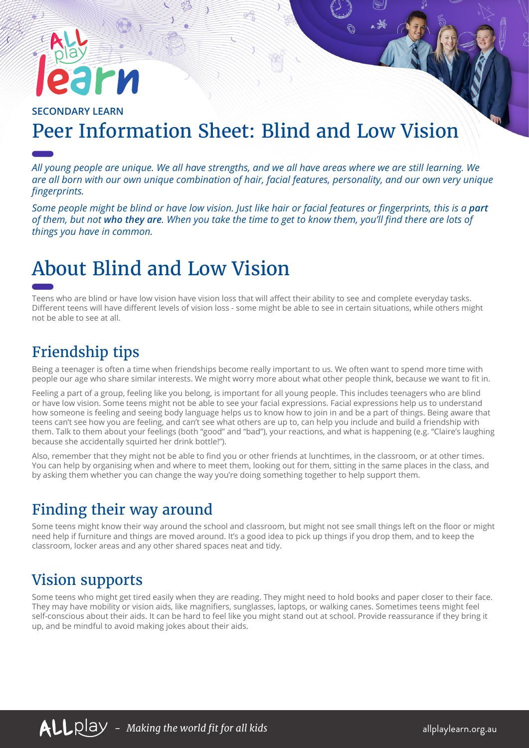SECONDARY LEARN

# Peer Information Sheet: Blind and Low Vision

*All young people are unique. We all have strengths, and we all have areas where we are still learning. We are all born with our own unique combination of hair, facial features, personality, and our own very unique fingerprints.*

*Some people might be blind or have low vision. Just like hair or facial features or fingerprints, this is a **part** of them, but not **who they are**. When you take the time to get to know them, you'll find there are lots of things you have in common.*

# About Blind and Low Vision

Teens who are blind or have low vision have vision loss that will affect their ability to see and complete everyday tasks. Different teens will have different levels of vision loss - some might be able to see in certain situations, while others might not be able to see at all.

## Friendship tips

Being a teenager is often a time when friendships become really important to us. We often want to spend more time with people our age who share similar interests. We might worry more about what other people think, because we want to fit in.

Feeling a part of a group, feeling like you belong, is important for all young people. This includes teenagers who are blind or have low vision. Some teens might not be able to see your facial expressions. Facial expressions help us to understand how someone is feeling and seeing body language helps us to know how to join in and be a part of things. Being aware that teens can't see how you are feeling, and can't see what others are up to, can help you include and build a friendship with them. Talk to them about your feelings (both "good" and "bad"), your reactions, and what is happening (e.g. "Claire's laughing because she accidentally squirted her drink bottle!").

Also, remember that they might not be able to find you or other friends at lunchtimes, in the classroom, or at other times. You can help by organising when and where to meet them, looking out for them, sitting in the same places in the class, and by asking them whether you can change the way you're doing something together to help support them.

## Finding their way around

Some teens might know their way around the school and classroom, but might not see small things left on the floor or might need help if furniture and things are moved around. It's a good idea to pick up things if you drop them, and to keep the classroom, locker areas and any other shared spaces neat and tidy.

## Vision supports

Some teens who might get tired easily when they are reading. They might need to hold books and paper closer to their face. They may have mobility or vision aids, like magnifiers, sunglasses, laptops, or walking canes. Sometimes teens might feel self-conscious about their aids. It can be hard to feel like you might stand out at school. Provide reassurance if they bring it up, and be mindful to avoid making jokes about their aids.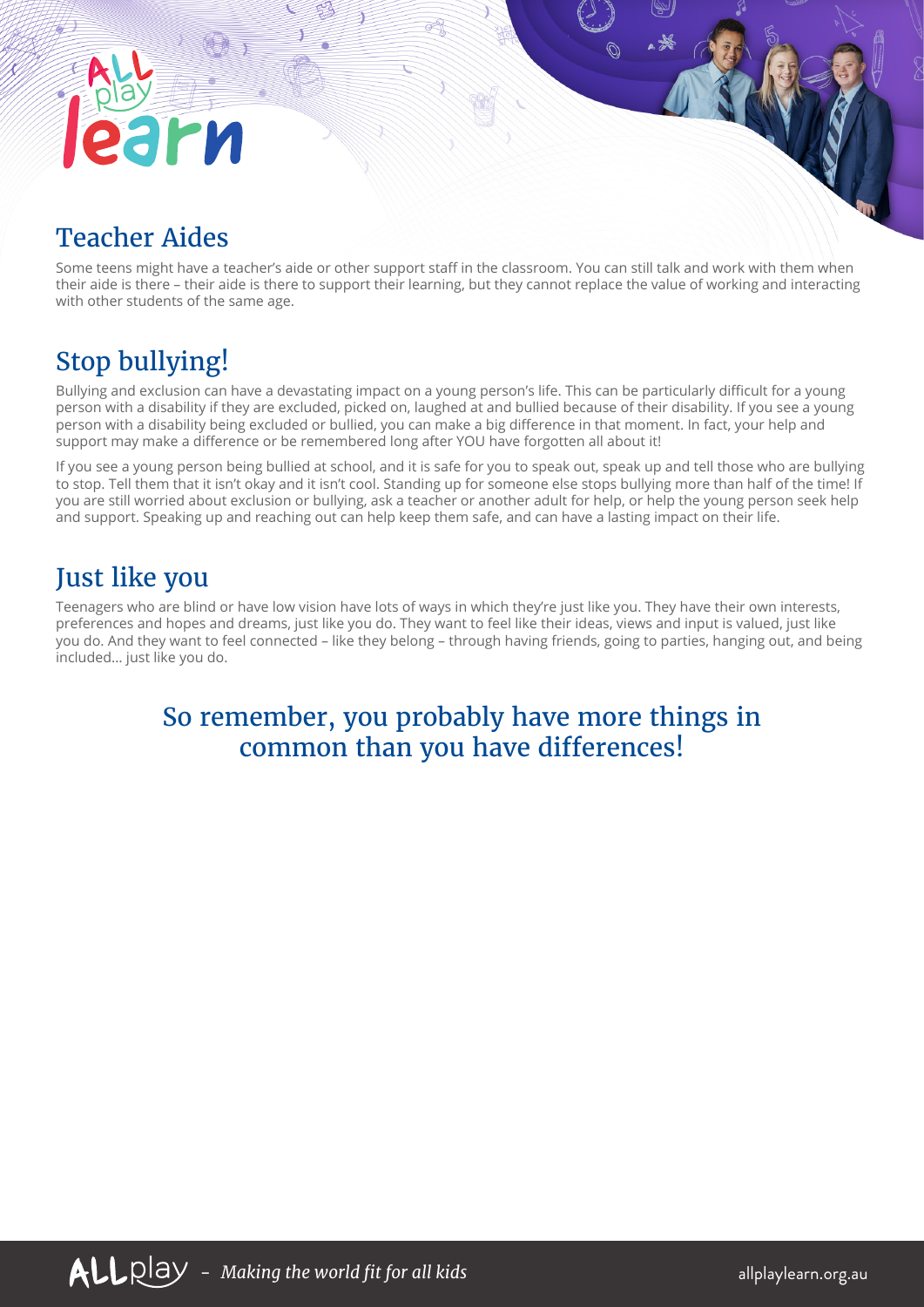## Teacher Aides

Some teens might have a teacher's aide or other support staff in the classroom. You can still talk and work with them when their aide is there – their aide is there to support their learning, but they cannot replace the value of working and interacting with other students of the same age.

## Stop bullying!

Bullying and exclusion can have a devastating impact on a young person's life. This can be particularly difficult for a young person with a disability if they are excluded, picked on, laughed at and bullied because of their disability. If you see a young person with a disability being excluded or bullied, you can make a big difference in that moment. In fact, your help and support may make a difference or be remembered long after YOU have forgotten all about it!

If you see a young person being bullied at school, and it is safe for you to speak out, speak up and tell those who are bullying to stop. Tell them that it isn't okay and it isn't cool. Standing up for someone else stops bullying more than half of the time! If you are still worried about exclusion or bullying, ask a teacher or another adult for help, or help the young person seek help and support. Speaking up and reaching out can help keep them safe, and can have a lasting impact on their life.

## Just like you

Teenagers who are blind or have low vision have lots of ways in which they're just like you. They have their own interests, preferences and hopes and dreams, just like you do. They want to feel like their ideas, views and input is valued, just like you do. And they want to feel connected – like they belong – through having friends, going to parties, hanging out, and being included... just like you do.

### So remember, you probably have more things in common than you have differences!